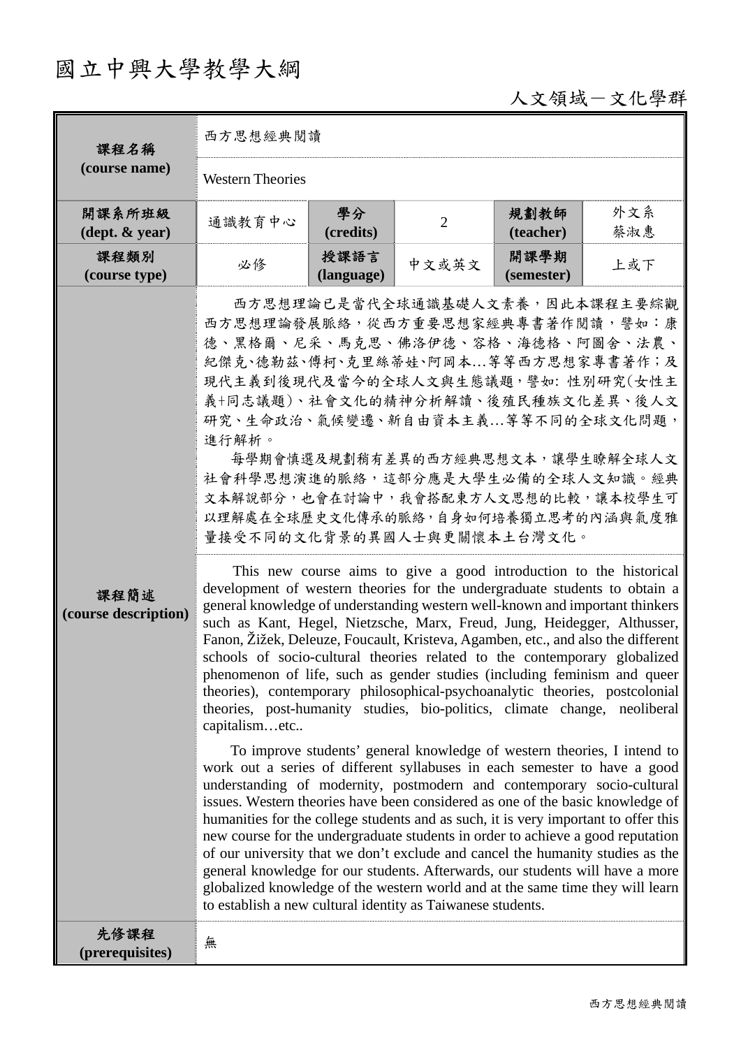# 國立中興大學教學大綱

人文領域－文化學群

| 課程名稱<br>(course name) | 西方思想經典閱讀<br>Western Theories | | | | |
|---|---|---|---|---|---|
| 開課系所班級<br>(dept. & year) | 通識教育中心 | 學分<br>(credits) | 2 | 規劃教師<br>(teacher) | 外文系<br>蔡淑惠 |
| 課程類別<br>(course type) | 必修 | 授課語言<br>(language) | 中文或英文 | 開課學期<br>(semester) | 上或下 |
| 課程簡述<br>(course description) | 西方思想理論已是當代全球通識基礎人文素養，因此本課程主要綜觀西方思想理論發展脈絡，從西方重要思想家經典專書著作閱讀，譬如：康德、黑格爾、尼采、馬克思、佛洛伊德、容格、海德格、阿圖舍、法農、紀傑克、德勒茲、傅柯、克里絲蒂娃、阿岡本…等等西方思想家專書著作；及現代主義到後現代及當今的全球人文與生態議題，譬如: 性別研究(女性主義+同志議題)、社會文化的精神分析解讀、後殖民種族文化差異、後人文研究、生命政治、氣候變遷、新自由資本主義…等等不同的全球文化問題，進行解析。<br>每學期會慎選及規劃稍有差異的西方經典思想文本，讓學生瞭解全球人文社會科學思想演進的脈絡，這部分應是大學生必備的全球人文知識。經典文本解說部分，也會在討論中，我會搭配東方人文思想的比較，讓本校學生可以理解處在全球歷史文化傳承的脈絡，自身如何培養獨立思考的內涵與氣度雅量接受不同的文化背景的異國人士與更關懷本土台灣文化。<br><br>This new course aims to give a good introduction to the historical development of western theories for the undergraduate students to obtain a general knowledge of understanding western well-known and important thinkers such as Kant, Hegel, Nietzsche, Marx, Freud, Jung, Heidegger, Althusser, Fanon, Žižek, Deleuze, Foucault, Kristeva, Agamben, etc., and also the different schools of socio-cultural theories related to the contemporary globalized phenomenon of life, such as gender studies (including feminism and queer theories), contemporary philosophical-psychoanalytic theories, postcolonial theories, post-humanity studies, bio-politics, climate change, neoliberal capitalism…etc..<br>To improve students' general knowledge of western theories, I intend to work out a series of different syllabuses in each semester to have a good understanding of modernity, postmodern and contemporary socio-cultural issues. Western theories have been considered as one of the basic knowledge of humanities for the college students and as such, it is very important to offer this new course for the undergraduate students in order to achieve a good reputation of our university that we don't exclude and cancel the humanity studies as the general knowledge for our students. Afterwards, our students will have a more globalized knowledge of the western world and at the same time they will learn to establish a new cultural identity as Taiwanese students. | | | | |
| 先修課程<br>(prerequisites) | 無 | | | | |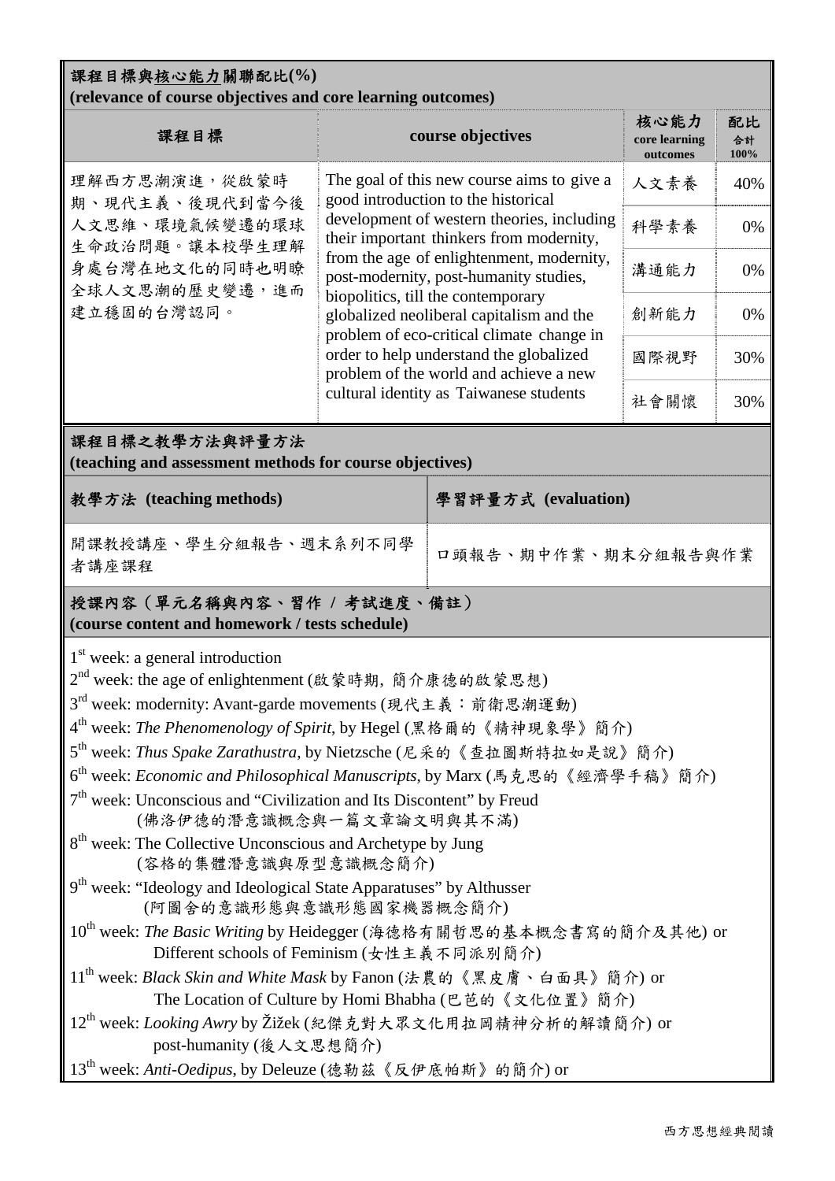## 課程目標與核心能力關聯配比(%)
**(relevance of course objectives and core learning outcomes)**

| 課程目標 | course objectives | 核心能力 core learning outcomes | 配比 合計 100% |
|---|---|---|---|
| 理解西方思潮演進，從啟蒙時期、現代主義、後現代到當今後人文思維、環境氣候變遷的環球生命政治問題。讓本校學生理解身處台灣在地文化的同時也明瞭全球人文思潮的歷史變遷，進而建立穩固的台灣認同。 | The goal of this new course aims to give a good introduction to the historical development of western theories, including their important thinkers from modernity, from the age of enlightenment, modernity, post-modernity, post-humanity studies, biopolitics, till the contemporary globalized neoliberal capitalism and the problem of eco-critical climate change in order to help understand the globalized problem of the world and achieve a new cultural identity as Taiwanese students | 人文素養 | 40% |
| | | 科學素養 | 0% |
| | | 溝通能力 | 0% |
| | | 創新能力 | 0% |
| | | 國際視野 | 30% |
| | | 社會關懷 | 30% |

## 課程目標之教學方法與評量方法
**(teaching and assessment methods for course objectives)**

| 教學方法 (teaching methods) | 學習評量方式 (evaluation) |
|---|---|
| 開課教授講座、學生分組報告、週末系列不同學者講座課程 | 口頭報告、期中作業、期末分組報告與作業 |

## 授課內容（單元名稱與內容、習作 / 考試進度、備註）
**(course content and homework / tests schedule)**

1st week: a general introduction
2nd week: the age of enlightenment (啟蒙時期, 簡介康德的啟蒙思想)
3rd week: modernity: Avant-garde movements (現代主義：前衛思潮運動)
4th week: *The Phenomenology of Spirit*, by Hegel (黑格爾的《精神現象學》簡介)
5th week: *Thus Spake Zarathustra*, by Nietzsche (尼采的《查拉圖斯特拉如是說》簡介)
6th week: *Economic and Philosophical Manuscripts*, by Marx (馬克思的《經濟學手稿》簡介)
7th week: Unconscious and "Civilization and Its Discontent" by Freud
(佛洛伊德的潛意識概念與一篇文章論文明與其不滿)
8th week: The Collective Unconscious and Archetype by Jung
(容格的集體潛意識與原型意識概念簡介)
9th week: "Ideology and Ideological State Apparatuses" by Althusser
(阿圖舍的意識形態與意識形態國家機器概念簡介)
10th week: *The Basic Writing* by Heidegger (海德格有關哲思的基本概念書寫的簡介及其他) or
Different schools of Feminism (女性主義不同派別簡介)
11th week: *Black Skin and White Mask* by Fanon (法農的《黑皮膚、白面具》簡介) or
The Location of Culture by Homi Bhabha (巴芭的《文化位置》簡介)
12th week: *Looking Awry* by Žižek (紀傑克對大眾文化用拉岡精神分析的解讀簡介) or
post-humanity (後人文思想簡介)
13th week: *Anti-Oedipus*, by Deleuze (德勒茲《反伊底帕斯》的簡介) or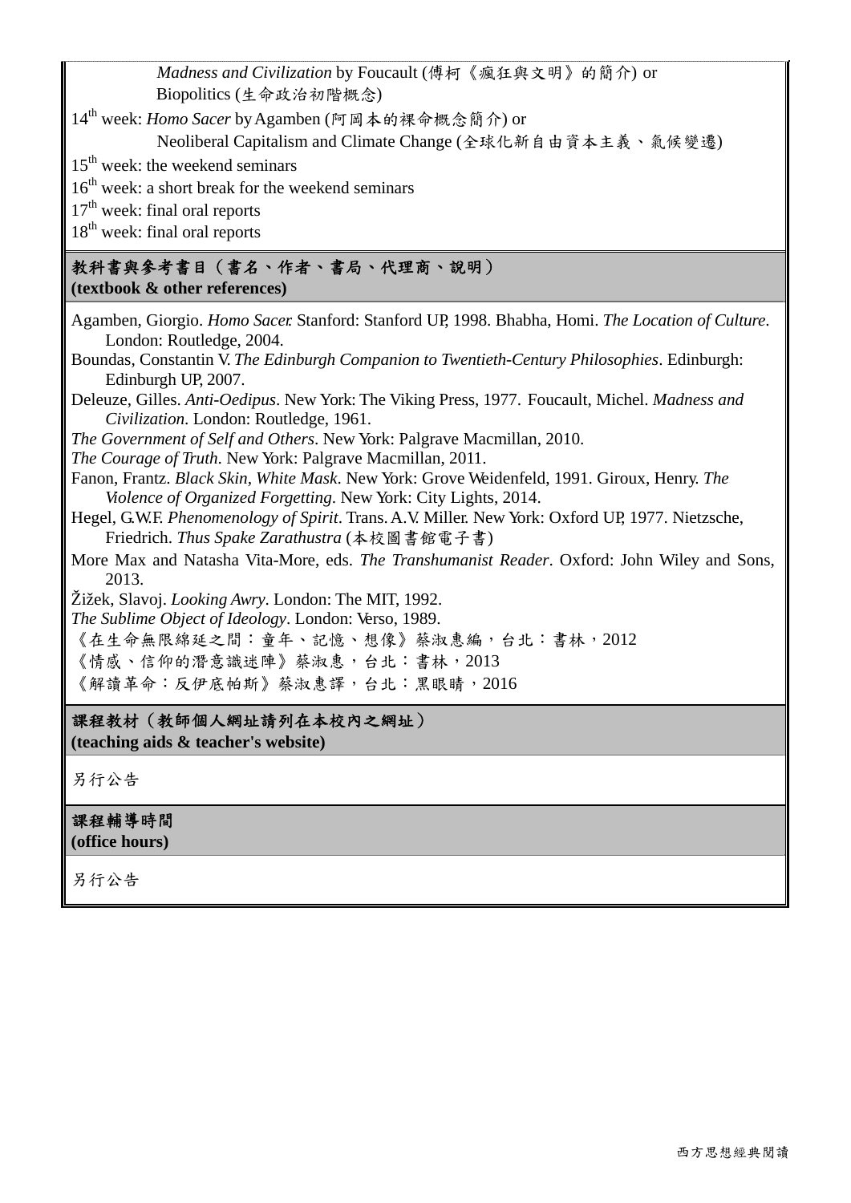*Madness and Civilization* by Foucault (傅柯《瘋狂與文明》的簡介) or
Biopolitics (生命政治初階概念)

14th week: *Homo Sacer* by Agamben (阿岡本的裸命概念簡介) or
Neoliberal Capitalism and Climate Change (全球化新自由資本主義、氣候變遷)

15th week: the weekend seminars

16th week: a short break for the weekend seminars

17th week: final oral reports

18th week: final oral reports

## 教科書與參考書目（書名、作者、書局、代理商、說明）
**(textbook & other references)**

Agamben, Giorgio. *Homo Sacer.* Stanford: Stanford UP, 1998. Bhabha, Homi. *The Location of Culture*. London: Routledge, 2004.

Boundas, Constantin V. *The Edinburgh Companion to Twentieth-Century Philosophies*. Edinburgh: Edinburgh UP, 2007.

Deleuze, Gilles. *Anti-Oedipus*. New York: The Viking Press, 1977. Foucault, Michel. *Madness and Civilization*. London: Routledge, 1961.

*The Government of Self and Others*. New York: Palgrave Macmillan, 2010.

*The Courage of Truth*. New York: Palgrave Macmillan, 2011.

Fanon, Frantz. *Black Skin, White Mask*. New York: Grove Weidenfeld, 1991. Giroux, Henry. *The Violence of Organized Forgetting*. New York: City Lights, 2014.

Hegel, G.W.F. *Phenomenology of Spirit*. Trans. A.V. Miller. New York: Oxford UP, 1977. Nietzsche, Friedrich. *Thus Spake Zarathustra* (本校圖書館電子書)

More Max and Natasha Vita-More, eds. *The Transhumanist Reader*. Oxford: John Wiley and Sons, 2013.

Žižek, Slavoj. *Looking Awry*. London: The MIT, 1992.

*The Sublime Object of Ideology*. London: Verso, 1989.

《在生命無限綿延之間：童年、記憶、想像》蔡淑惠編，台北：書林，2012

《情感、信仰的潛意識迷陣》蔡淑惠，台北：書林，2013

《解讀革命：反伊底帕斯》蔡淑惠譯，台北：黑眼睛，2016

## 課程教材（教師個人網址請列在本校內之網址）
**(teaching aids & teacher's website)**

另行公告

## 課程輔導時間
**(office hours)**

另行公告